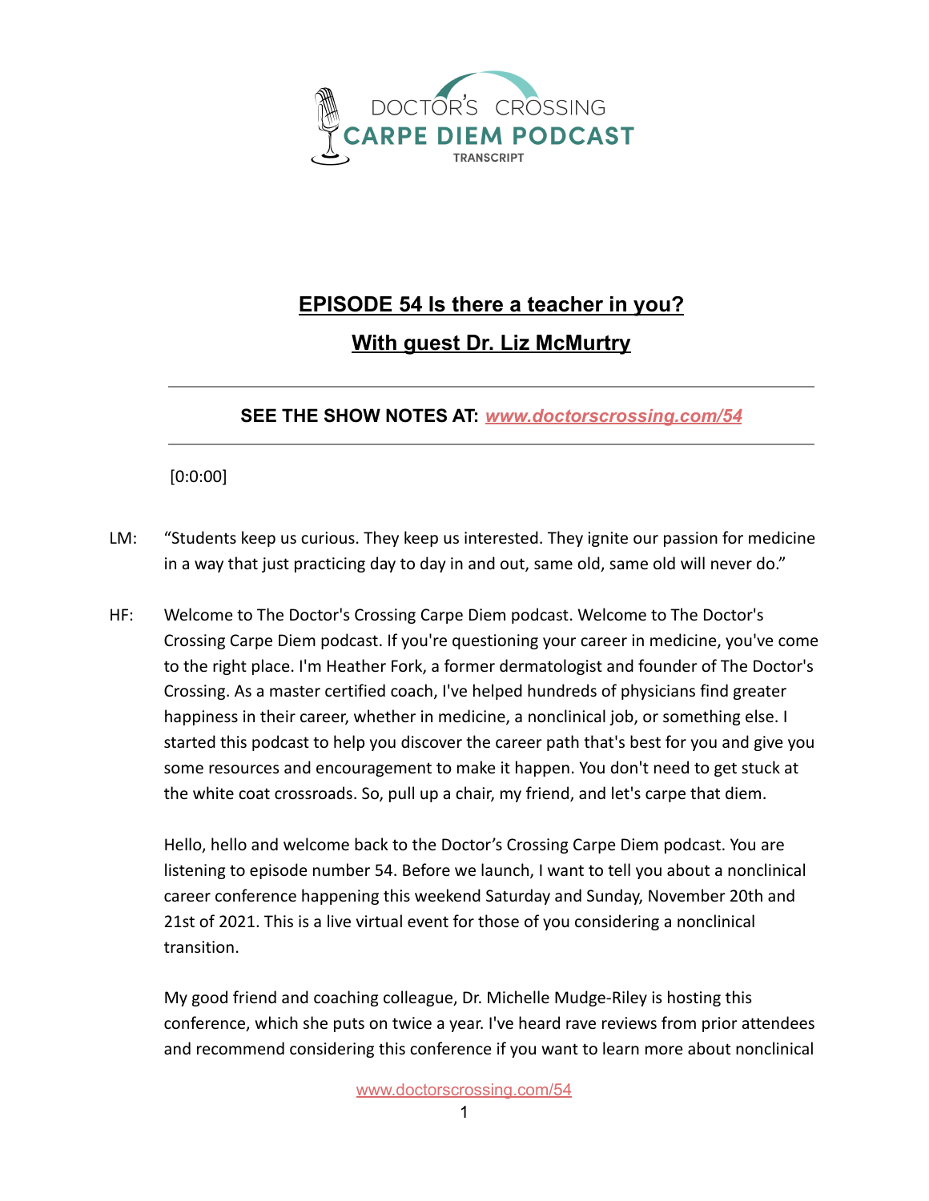DOCTOR'S CROSSING
CARPE DIEM PODCAST
TRANSCRIPT

# EPISODE 54 Is there a teacher in you?

## With guest Dr. Liz McMurtry

**SEE THE SHOW NOTES AT:** ***[www.doctorscrossing.com/54](www.doctorscrossing.com/54)***

[0:0:00]

LM: "Students keep us curious. They keep us interested. They ignite our passion for medicine in a way that just practicing day to day in and out, same old, same old will never do."

HF: Welcome to The Doctor's Crossing Carpe Diem podcast. Welcome to The Doctor's Crossing Carpe Diem podcast. If you're questioning your career in medicine, you've come to the right place. I'm Heather Fork, a former dermatologist and founder of The Doctor's Crossing. As a master certified coach, I've helped hundreds of physicians find greater happiness in their career, whether in medicine, a nonclinical job, or something else. I started this podcast to help you discover the career path that's best for you and give you some resources and encouragement to make it happen. You don't need to get stuck at the white coat crossroads. So, pull up a chair, my friend, and let's carpe that diem.

Hello, hello and welcome back to the Doctor's Crossing Carpe Diem podcast. You are listening to episode number 54. Before we launch, I want to tell you about a nonclinical career conference happening this weekend Saturday and Sunday, November 20th and 21st of 2021. This is a live virtual event for those of you considering a nonclinical transition.

My good friend and coaching colleague, Dr. Michelle Mudge-Riley is hosting this conference, which she puts on twice a year. I've heard rave reviews from prior attendees and recommend considering this conference if you want to learn more about nonclinical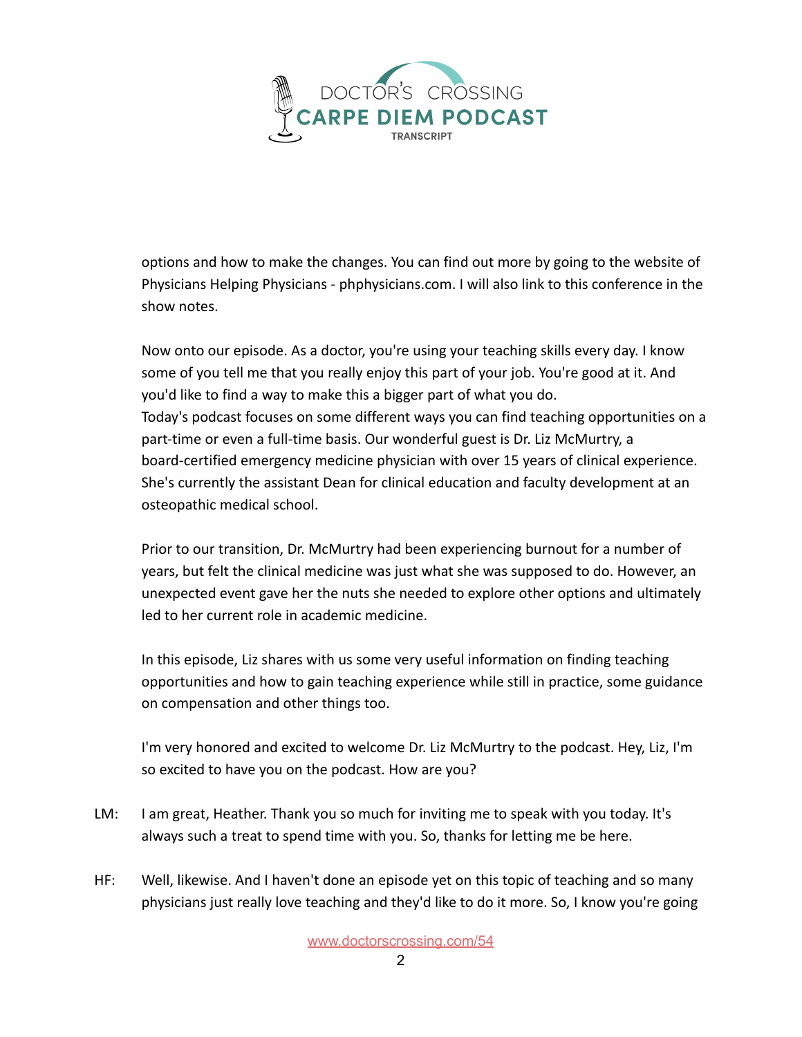options and how to make the changes. You can find out more by going to the website of Physicians Helping Physicians - phphysicians.com. I will also link to this conference in the show notes.

Now onto our episode. As a doctor, you're using your teaching skills every day. I know some of you tell me that you really enjoy this part of your job. You're good at it. And you'd like to find a way to make this a bigger part of what you do.
Today's podcast focuses on some different ways you can find teaching opportunities on a part-time or even a full-time basis. Our wonderful guest is Dr. Liz McMurtry, a board-certified emergency medicine physician with over 15 years of clinical experience. She's currently the assistant Dean for clinical education and faculty development at an osteopathic medical school.

Prior to our transition, Dr. McMurtry had been experiencing burnout for a number of years, but felt the clinical medicine was just what she was supposed to do. However, an unexpected event gave her the nuts she needed to explore other options and ultimately led to her current role in academic medicine.

In this episode, Liz shares with us some very useful information on finding teaching opportunities and how to gain teaching experience while still in practice, some guidance on compensation and other things too.

I'm very honored and excited to welcome Dr. Liz McMurtry to the podcast. Hey, Liz, I'm so excited to have you on the podcast. How are you?

LM: I am great, Heather. Thank you so much for inviting me to speak with you today. It's always such a treat to spend time with you. So, thanks for letting me be here.

HF: Well, likewise. And I haven't done an episode yet on this topic of teaching and so many physicians just really love teaching and they'd like to do it more. So, I know you're going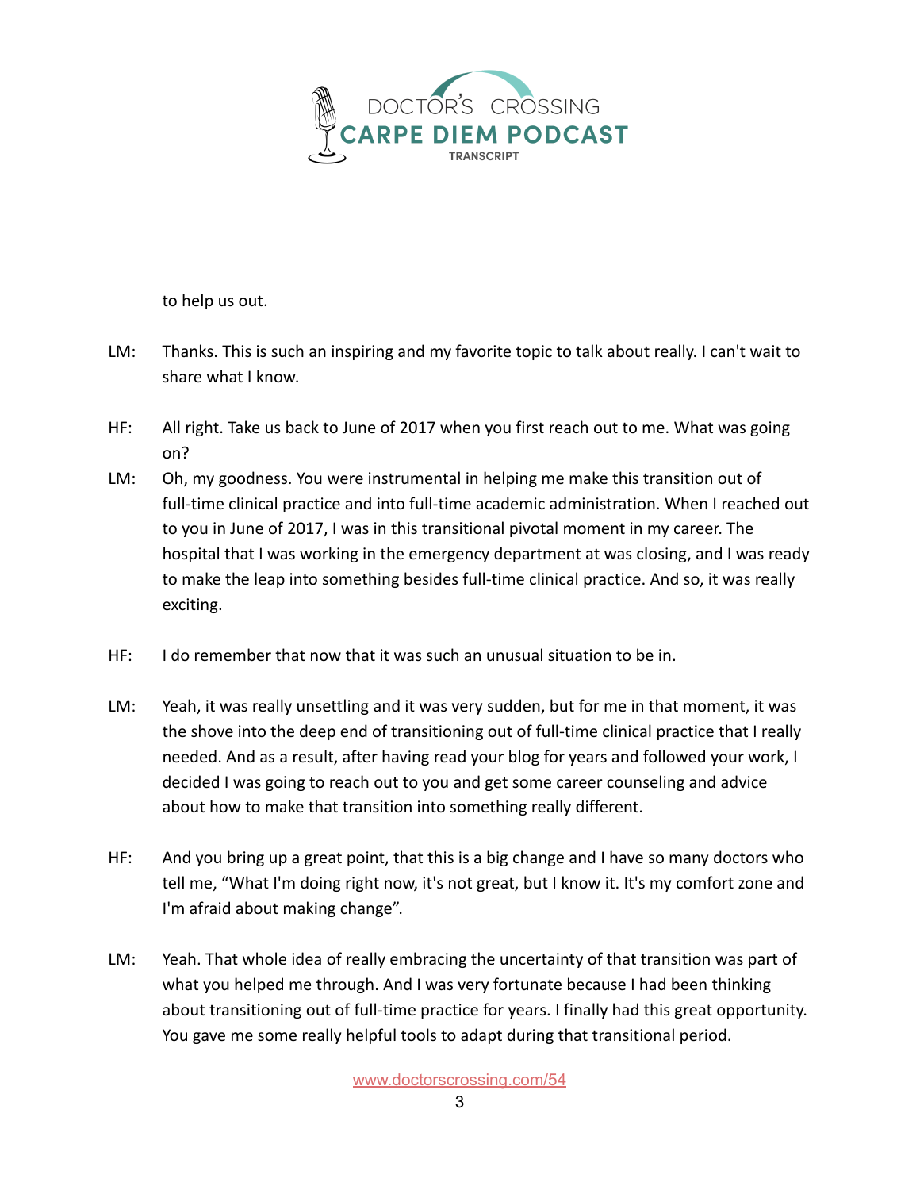to help us out.

LM: Thanks. This is such an inspiring and my favorite topic to talk about really. I can't wait to share what I know.

HF: All right. Take us back to June of 2017 when you first reach out to me. What was going on?

LM: Oh, my goodness. You were instrumental in helping me make this transition out of full-time clinical practice and into full-time academic administration. When I reached out to you in June of 2017, I was in this transitional pivotal moment in my career. The hospital that I was working in the emergency department at was closing, and I was ready to make the leap into something besides full-time clinical practice. And so, it was really exciting.

HF: I do remember that now that it was such an unusual situation to be in.

LM: Yeah, it was really unsettling and it was very sudden, but for me in that moment, it was the shove into the deep end of transitioning out of full-time clinical practice that I really needed. And as a result, after having read your blog for years and followed your work, I decided I was going to reach out to you and get some career counseling and advice about how to make that transition into something really different.

HF: And you bring up a great point, that this is a big change and I have so many doctors who tell me, "What I'm doing right now, it's not great, but I know it. It's my comfort zone and I'm afraid about making change".

LM: Yeah. That whole idea of really embracing the uncertainty of that transition was part of what you helped me through. And I was very fortunate because I had been thinking about transitioning out of full-time practice for years. I finally had this great opportunity. You gave me some really helpful tools to adapt during that transitional period.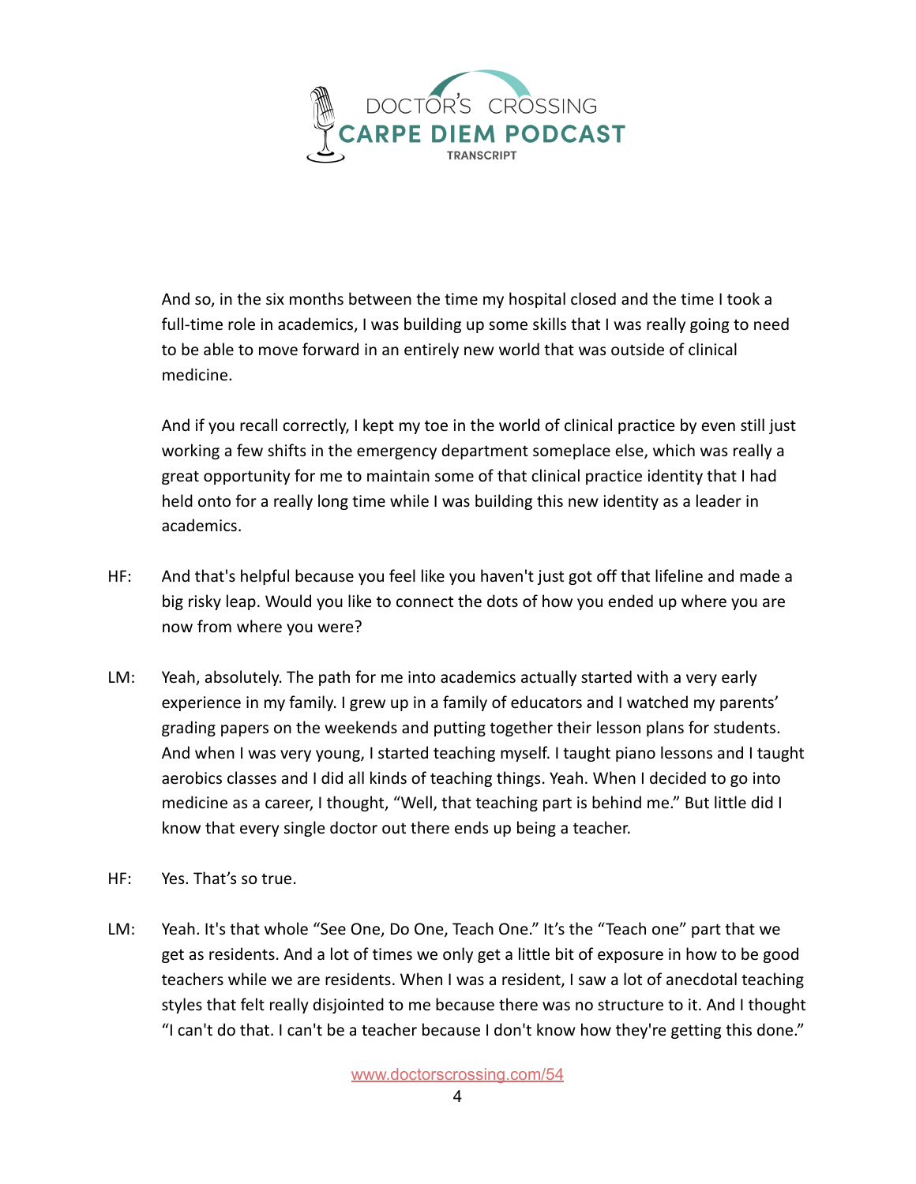And so, in the six months between the time my hospital closed and the time I took a full-time role in academics, I was building up some skills that I was really going to need to be able to move forward in an entirely new world that was outside of clinical medicine.

And if you recall correctly, I kept my toe in the world of clinical practice by even still just working a few shifts in the emergency department someplace else, which was really a great opportunity for me to maintain some of that clinical practice identity that I had held onto for a really long time while I was building this new identity as a leader in academics.

HF: And that's helpful because you feel like you haven't just got off that lifeline and made a big risky leap. Would you like to connect the dots of how you ended up where you are now from where you were?

LM: Yeah, absolutely. The path for me into academics actually started with a very early experience in my family. I grew up in a family of educators and I watched my parents' grading papers on the weekends and putting together their lesson plans for students. And when I was very young, I started teaching myself. I taught piano lessons and I taught aerobics classes and I did all kinds of teaching things. Yeah. When I decided to go into medicine as a career, I thought, "Well, that teaching part is behind me." But little did I know that every single doctor out there ends up being a teacher.

HF: Yes. That's so true.

LM: Yeah. It's that whole "See One, Do One, Teach One." It's the "Teach one" part that we get as residents. And a lot of times we only get a little bit of exposure in how to be good teachers while we are residents. When I was a resident, I saw a lot of anecdotal teaching styles that felt really disjointed to me because there was no structure to it. And I thought "I can't do that. I can't be a teacher because I don't know how they're getting this done."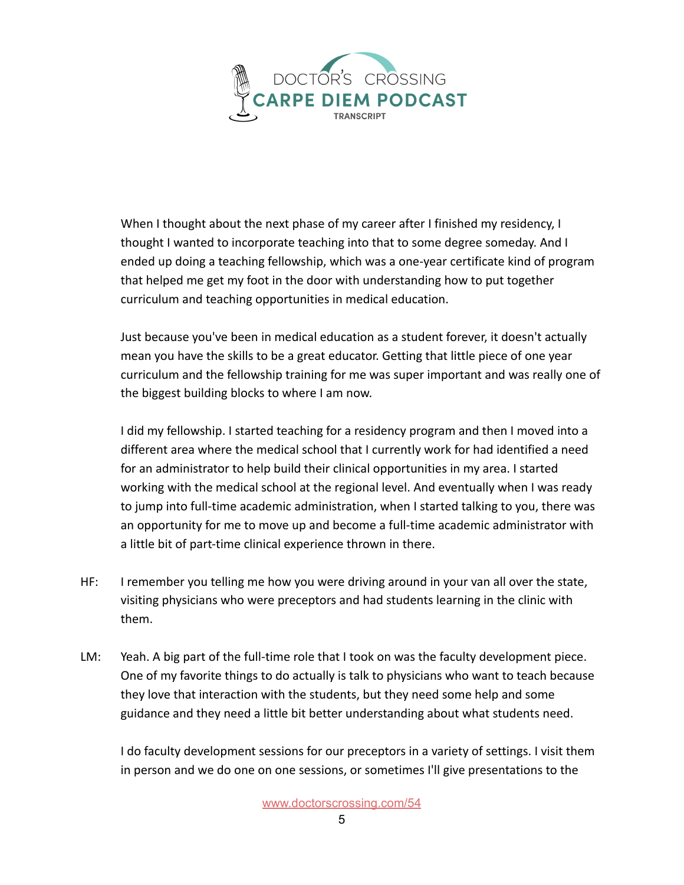When I thought about the next phase of my career after I finished my residency, I thought I wanted to incorporate teaching into that to some degree someday. And I ended up doing a teaching fellowship, which was a one-year certificate kind of program that helped me get my foot in the door with understanding how to put together curriculum and teaching opportunities in medical education.

Just because you've been in medical education as a student forever, it doesn't actually mean you have the skills to be a great educator. Getting that little piece of one year curriculum and the fellowship training for me was super important and was really one of the biggest building blocks to where I am now.

I did my fellowship. I started teaching for a residency program and then I moved into a different area where the medical school that I currently work for had identified a need for an administrator to help build their clinical opportunities in my area. I started working with the medical school at the regional level. And eventually when I was ready to jump into full-time academic administration, when I started talking to you, there was an opportunity for me to move up and become a full-time academic administrator with a little bit of part-time clinical experience thrown in there.

HF: I remember you telling me how you were driving around in your van all over the state, visiting physicians who were preceptors and had students learning in the clinic with them.

LM: Yeah. A big part of the full-time role that I took on was the faculty development piece. One of my favorite things to do actually is talk to physicians who want to teach because they love that interaction with the students, but they need some help and some guidance and they need a little bit better understanding about what students need.

I do faculty development sessions for our preceptors in a variety of settings. I visit them in person and we do one on one sessions, or sometimes I'll give presentations to the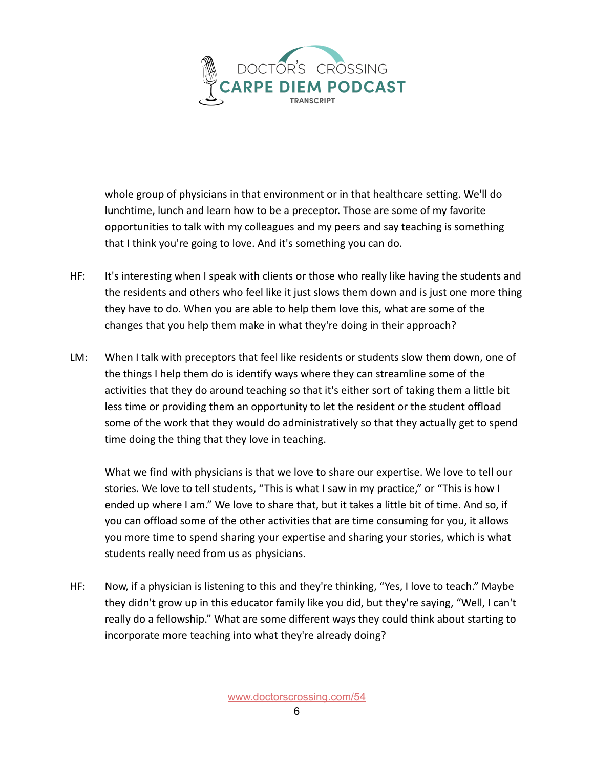whole group of physicians in that environment or in that healthcare setting. We'll do lunchtime, lunch and learn how to be a preceptor. Those are some of my favorite opportunities to talk with my colleagues and my peers and say teaching is something that I think you're going to love. And it's something you can do.

HF: It's interesting when I speak with clients or those who really like having the students and the residents and others who feel like it just slows them down and is just one more thing they have to do. When you are able to help them love this, what are some of the changes that you help them make in what they're doing in their approach?

LM: When I talk with preceptors that feel like residents or students slow them down, one of the things I help them do is identify ways where they can streamline some of the activities that they do around teaching so that it's either sort of taking them a little bit less time or providing them an opportunity to let the resident or the student offload some of the work that they would do administratively so that they actually get to spend time doing the thing that they love in teaching.

What we find with physicians is that we love to share our expertise. We love to tell our stories. We love to tell students, "This is what I saw in my practice," or "This is how I ended up where I am." We love to share that, but it takes a little bit of time. And so, if you can offload some of the other activities that are time consuming for you, it allows you more time to spend sharing your expertise and sharing your stories, which is what students really need from us as physicians.

HF: Now, if a physician is listening to this and they're thinking, "Yes, I love to teach." Maybe they didn't grow up in this educator family like you did, but they're saying, "Well, I can't really do a fellowship." What are some different ways they could think about starting to incorporate more teaching into what they're already doing?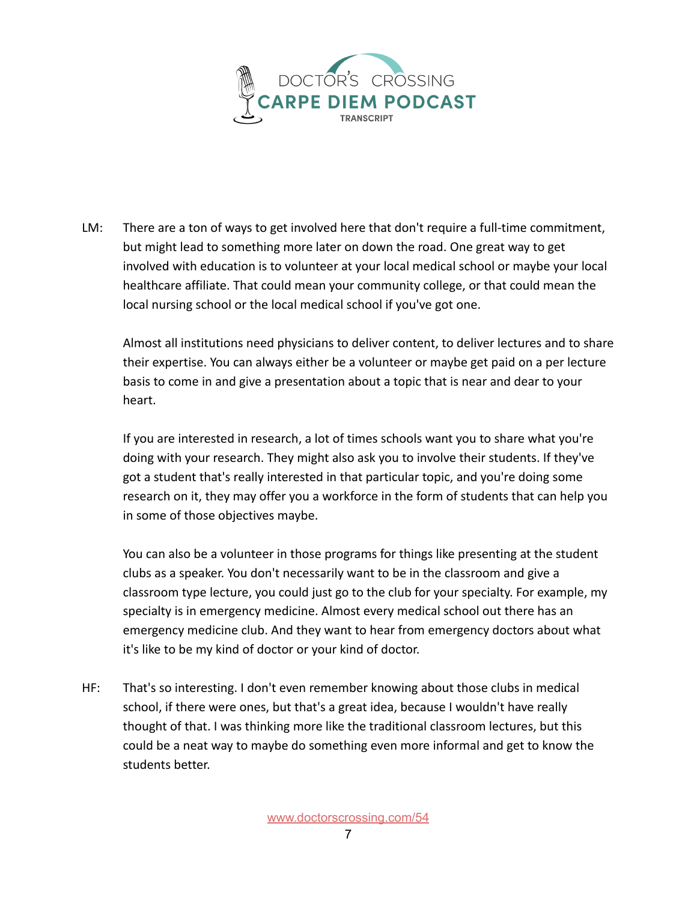LM: There are a ton of ways to get involved here that don't require a full-time commitment, but might lead to something more later on down the road. One great way to get involved with education is to volunteer at your local medical school or maybe your local healthcare affiliate. That could mean your community college, or that could mean the local nursing school or the local medical school if you've got one.

Almost all institutions need physicians to deliver content, to deliver lectures and to share their expertise. You can always either be a volunteer or maybe get paid on a per lecture basis to come in and give a presentation about a topic that is near and dear to your heart.

If you are interested in research, a lot of times schools want you to share what you're doing with your research. They might also ask you to involve their students. If they've got a student that's really interested in that particular topic, and you're doing some research on it, they may offer you a workforce in the form of students that can help you in some of those objectives maybe.

You can also be a volunteer in those programs for things like presenting at the student clubs as a speaker. You don't necessarily want to be in the classroom and give a classroom type lecture, you could just go to the club for your specialty. For example, my specialty is in emergency medicine. Almost every medical school out there has an emergency medicine club. And they want to hear from emergency doctors about what it's like to be my kind of doctor or your kind of doctor.

HF: That's so interesting. I don't even remember knowing about those clubs in medical school, if there were ones, but that's a great idea, because I wouldn't have really thought of that. I was thinking more like the traditional classroom lectures, but this could be a neat way to maybe do something even more informal and get to know the students better.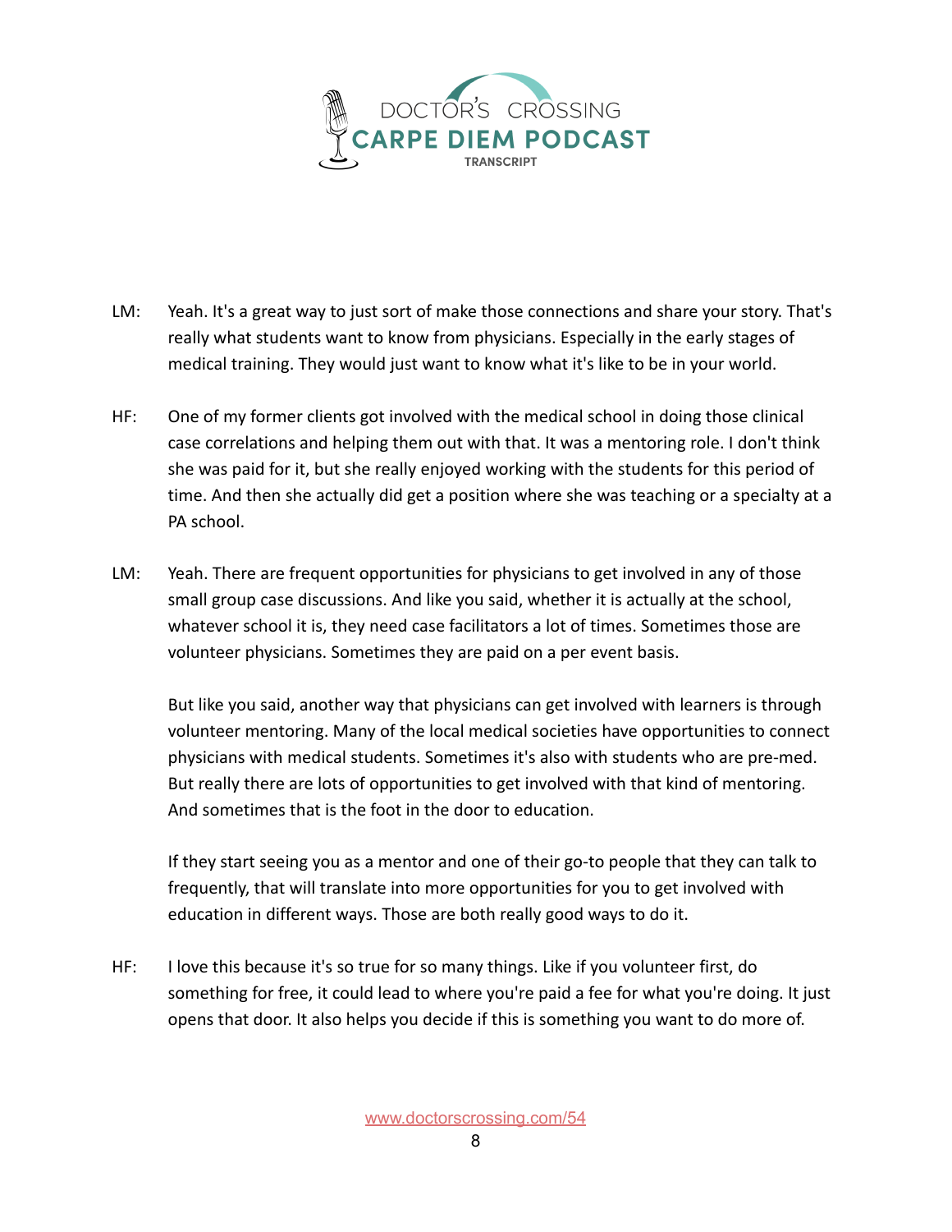LM: Yeah. It's a great way to just sort of make those connections and share your story. That's really what students want to know from physicians. Especially in the early stages of medical training. They would just want to know what it's like to be in your world.

HF: One of my former clients got involved with the medical school in doing those clinical case correlations and helping them out with that. It was a mentoring role. I don't think she was paid for it, but she really enjoyed working with the students for this period of time. And then she actually did get a position where she was teaching or a specialty at a PA school.

LM: Yeah. There are frequent opportunities for physicians to get involved in any of those small group case discussions. And like you said, whether it is actually at the school, whatever school it is, they need case facilitators a lot of times. Sometimes those are volunteer physicians. Sometimes they are paid on a per event basis.

But like you said, another way that physicians can get involved with learners is through volunteer mentoring. Many of the local medical societies have opportunities to connect physicians with medical students. Sometimes it's also with students who are pre-med. But really there are lots of opportunities to get involved with that kind of mentoring. And sometimes that is the foot in the door to education.

If they start seeing you as a mentor and one of their go-to people that they can talk to frequently, that will translate into more opportunities for you to get involved with education in different ways. Those are both really good ways to do it.

HF: I love this because it's so true for so many things. Like if you volunteer first, do something for free, it could lead to where you're paid a fee for what you're doing. It just opens that door. It also helps you decide if this is something you want to do more of.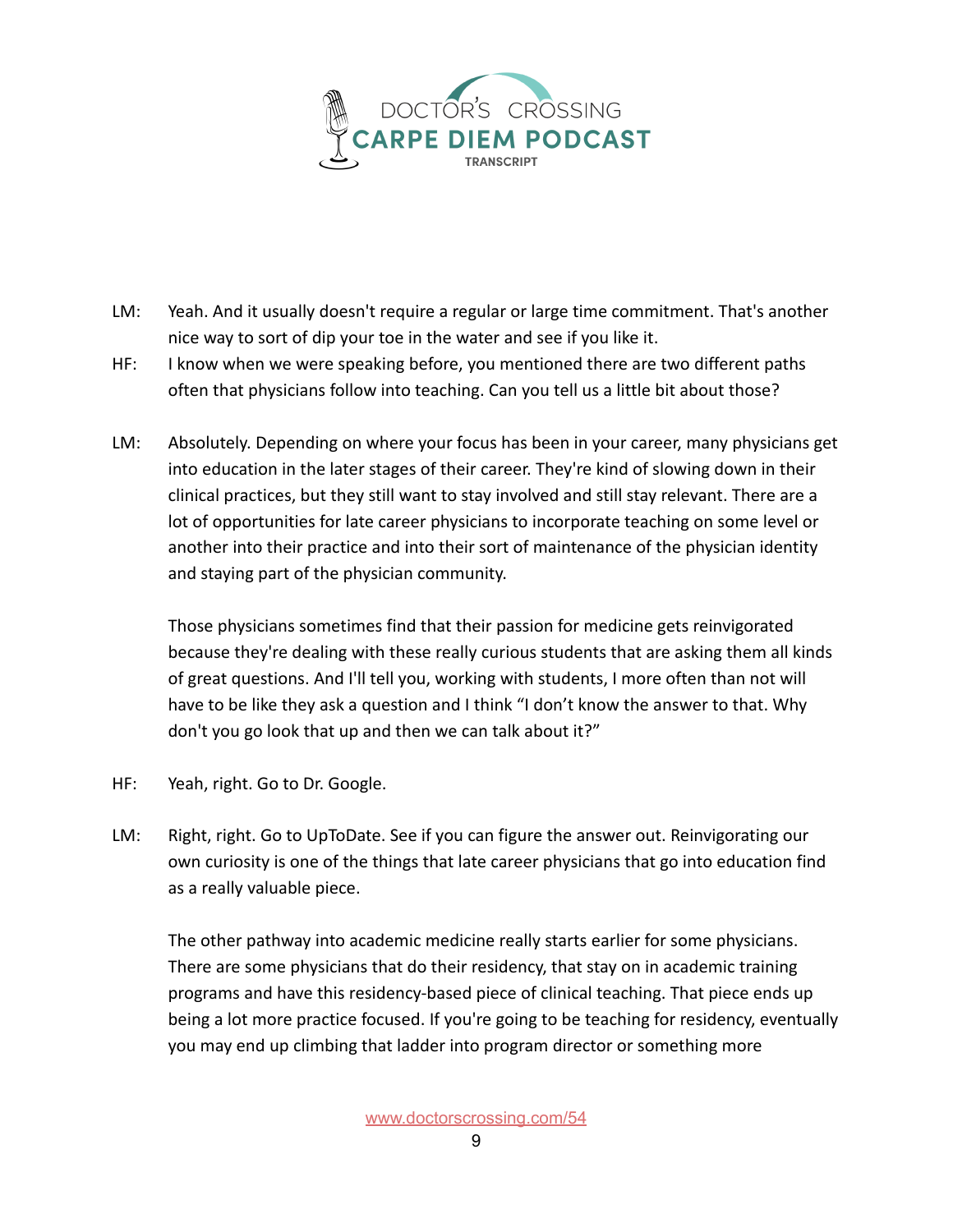LM: Yeah. And it usually doesn't require a regular or large time commitment. That's another nice way to sort of dip your toe in the water and see if you like it.

HF: I know when we were speaking before, you mentioned there are two different paths often that physicians follow into teaching. Can you tell us a little bit about those?

LM: Absolutely. Depending on where your focus has been in your career, many physicians get into education in the later stages of their career. They're kind of slowing down in their clinical practices, but they still want to stay involved and still stay relevant. There are a lot of opportunities for late career physicians to incorporate teaching on some level or another into their practice and into their sort of maintenance of the physician identity and staying part of the physician community.

Those physicians sometimes find that their passion for medicine gets reinvigorated because they're dealing with these really curious students that are asking them all kinds of great questions. And I'll tell you, working with students, I more often than not will have to be like they ask a question and I think "I don't know the answer to that. Why don't you go look that up and then we can talk about it?"

HF: Yeah, right. Go to Dr. Google.

LM: Right, right. Go to UpToDate. See if you can figure the answer out. Reinvigorating our own curiosity is one of the things that late career physicians that go into education find as a really valuable piece.

The other pathway into academic medicine really starts earlier for some physicians. There are some physicians that do their residency, that stay on in academic training programs and have this residency-based piece of clinical teaching. That piece ends up being a lot more practice focused. If you're going to be teaching for residency, eventually you may end up climbing that ladder into program director or something more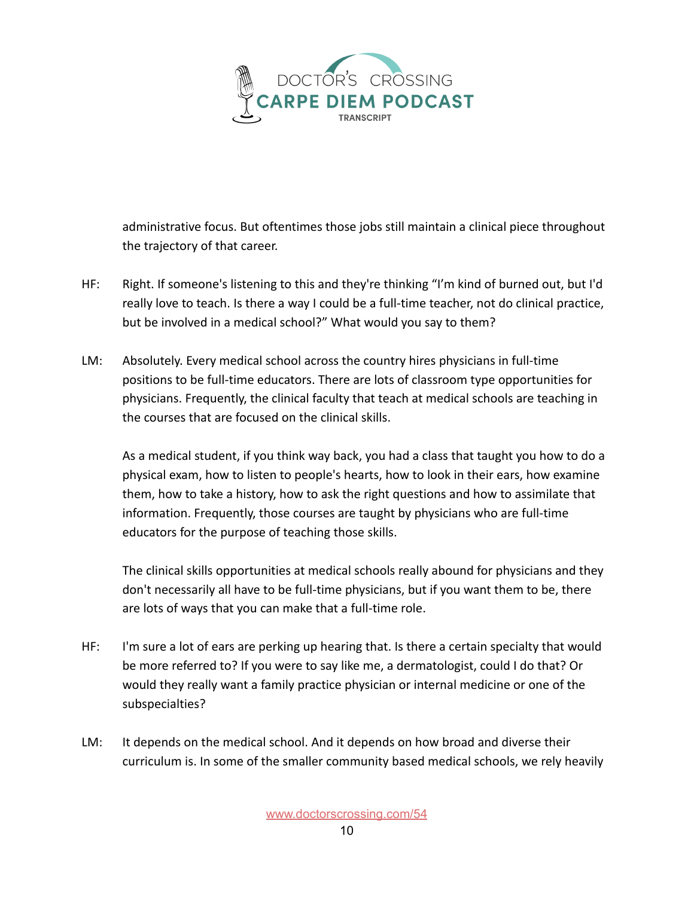administrative focus. But oftentimes those jobs still maintain a clinical piece throughout the trajectory of that career.

HF: Right. If someone's listening to this and they're thinking "I'm kind of burned out, but I'd really love to teach. Is there a way I could be a full-time teacher, not do clinical practice, but be involved in a medical school?" What would you say to them?

LM: Absolutely. Every medical school across the country hires physicians in full-time positions to be full-time educators. There are lots of classroom type opportunities for physicians. Frequently, the clinical faculty that teach at medical schools are teaching in the courses that are focused on the clinical skills.

As a medical student, if you think way back, you had a class that taught you how to do a physical exam, how to listen to people's hearts, how to look in their ears, how examine them, how to take a history, how to ask the right questions and how to assimilate that information. Frequently, those courses are taught by physicians who are full-time educators for the purpose of teaching those skills.

The clinical skills opportunities at medical schools really abound for physicians and they don't necessarily all have to be full-time physicians, but if you want them to be, there are lots of ways that you can make that a full-time role.

HF: I'm sure a lot of ears are perking up hearing that. Is there a certain specialty that would be more referred to? If you were to say like me, a dermatologist, could I do that? Or would they really want a family practice physician or internal medicine or one of the subspecialties?

LM: It depends on the medical school. And it depends on how broad and diverse their curriculum is. In some of the smaller community based medical schools, we rely heavily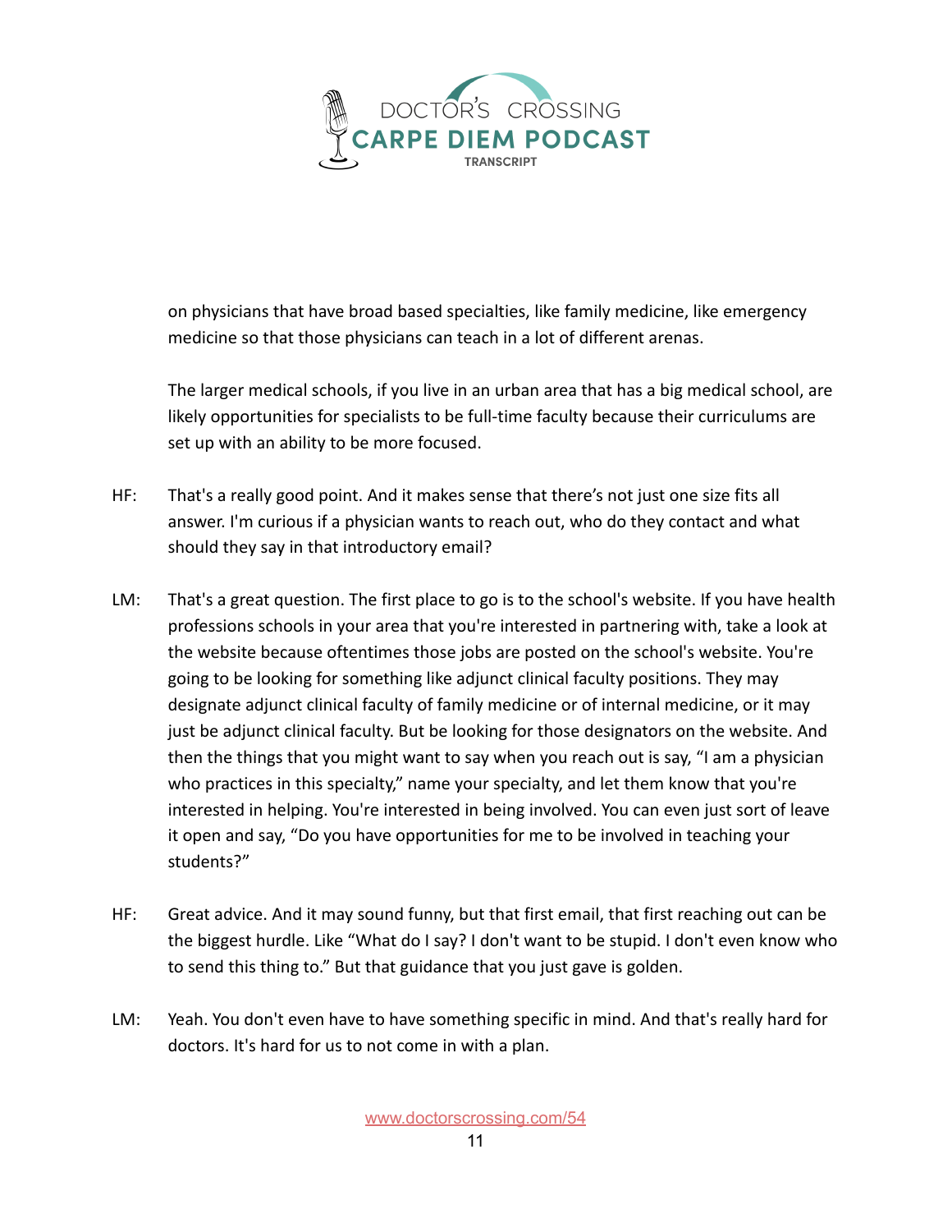on physicians that have broad based specialties, like family medicine, like emergency medicine so that those physicians can teach in a lot of different arenas.

The larger medical schools, if you live in an urban area that has a big medical school, are likely opportunities for specialists to be full-time faculty because their curriculums are set up with an ability to be more focused.

HF: That's a really good point. And it makes sense that there's not just one size fits all answer. I'm curious if a physician wants to reach out, who do they contact and what should they say in that introductory email?

LM: That's a great question. The first place to go is to the school's website. If you have health professions schools in your area that you're interested in partnering with, take a look at the website because oftentimes those jobs are posted on the school's website. You're going to be looking for something like adjunct clinical faculty positions. They may designate adjunct clinical faculty of family medicine or of internal medicine, or it may just be adjunct clinical faculty. But be looking for those designators on the website. And then the things that you might want to say when you reach out is say, "I am a physician who practices in this specialty," name your specialty, and let them know that you're interested in helping. You're interested in being involved. You can even just sort of leave it open and say, "Do you have opportunities for me to be involved in teaching your students?"

HF: Great advice. And it may sound funny, but that first email, that first reaching out can be the biggest hurdle. Like "What do I say? I don't want to be stupid. I don't even know who to send this thing to." But that guidance that you just gave is golden.

LM: Yeah. You don't even have to have something specific in mind. And that's really hard for doctors. It's hard for us to not come in with a plan.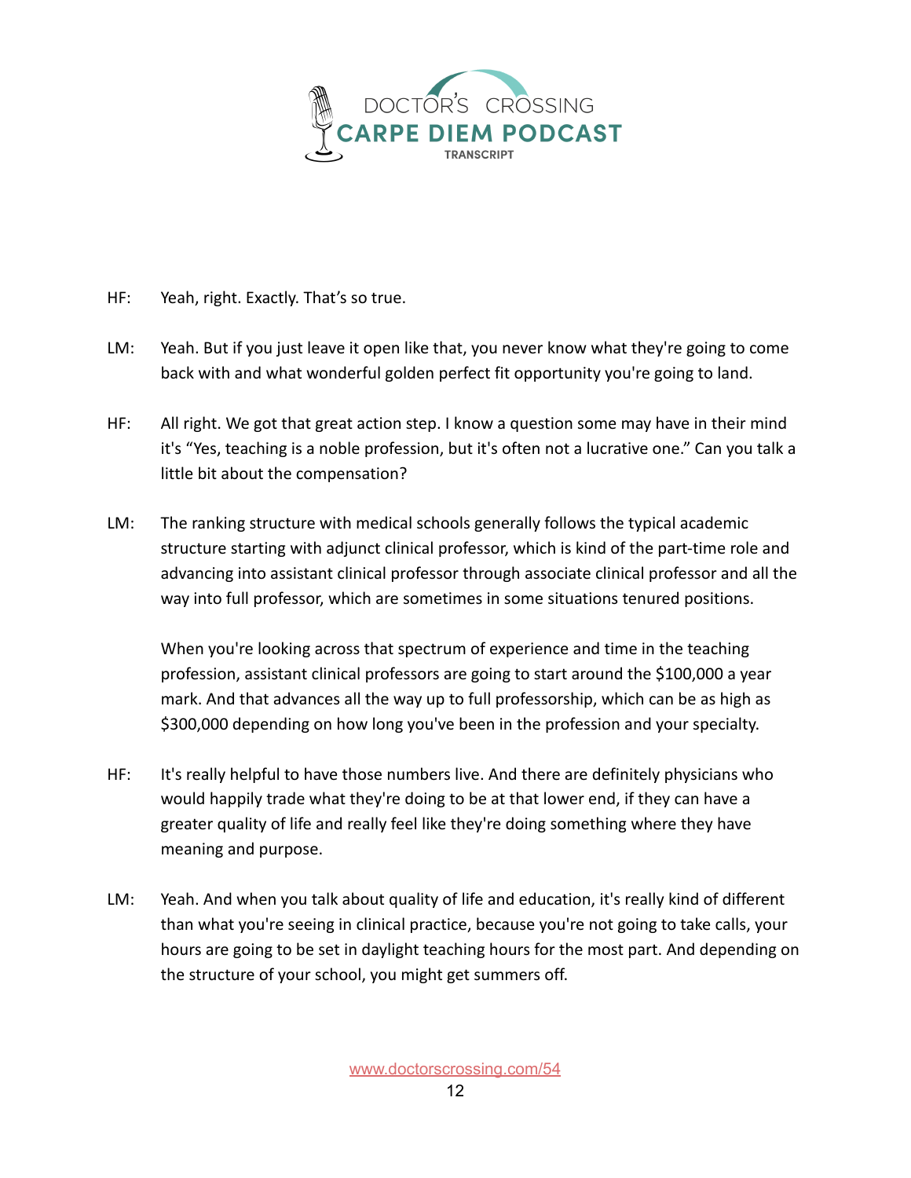HF: Yeah, right. Exactly. That's so true.

LM: Yeah. But if you just leave it open like that, you never know what they're going to come back with and what wonderful golden perfect fit opportunity you're going to land.

HF: All right. We got that great action step. I know a question some may have in their mind it's "Yes, teaching is a noble profession, but it's often not a lucrative one." Can you talk a little bit about the compensation?

LM: The ranking structure with medical schools generally follows the typical academic structure starting with adjunct clinical professor, which is kind of the part-time role and advancing into assistant clinical professor through associate clinical professor and all the way into full professor, which are sometimes in some situations tenured positions.

When you're looking across that spectrum of experience and time in the teaching profession, assistant clinical professors are going to start around the $100,000 a year mark. And that advances all the way up to full professorship, which can be as high as $300,000 depending on how long you've been in the profession and your specialty.

HF: It's really helpful to have those numbers live. And there are definitely physicians who would happily trade what they're doing to be at that lower end, if they can have a greater quality of life and really feel like they're doing something where they have meaning and purpose.

LM: Yeah. And when you talk about quality of life and education, it's really kind of different than what you're seeing in clinical practice, because you're not going to take calls, your hours are going to be set in daylight teaching hours for the most part. And depending on the structure of your school, you might get summers off.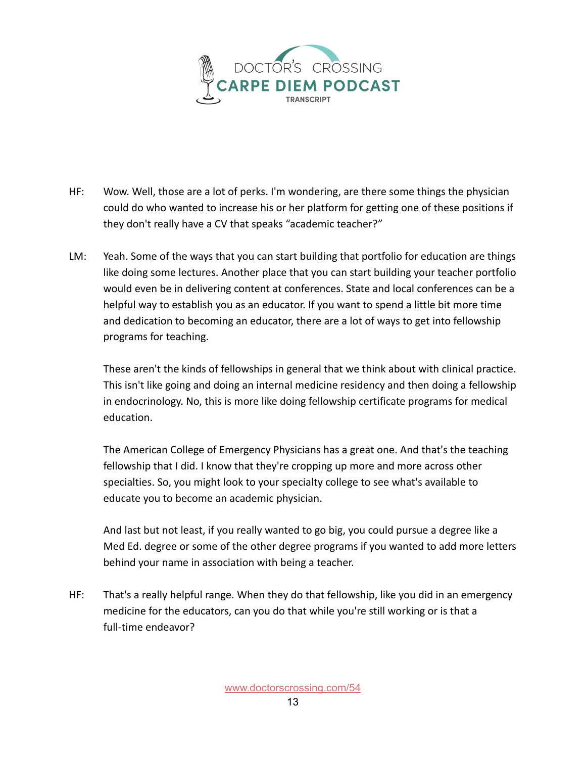HF: Wow. Well, those are a lot of perks. I'm wondering, are there some things the physician could do who wanted to increase his or her platform for getting one of these positions if they don't really have a CV that speaks "academic teacher?"

LM: Yeah. Some of the ways that you can start building that portfolio for education are things like doing some lectures. Another place that you can start building your teacher portfolio would even be in delivering content at conferences. State and local conferences can be a helpful way to establish you as an educator. If you want to spend a little bit more time and dedication to becoming an educator, there are a lot of ways to get into fellowship programs for teaching.

These aren't the kinds of fellowships in general that we think about with clinical practice. This isn't like going and doing an internal medicine residency and then doing a fellowship in endocrinology. No, this is more like doing fellowship certificate programs for medical education.

The American College of Emergency Physicians has a great one. And that's the teaching fellowship that I did. I know that they're cropping up more and more across other specialties. So, you might look to your specialty college to see what's available to educate you to become an academic physician.

And last but not least, if you really wanted to go big, you could pursue a degree like a Med Ed. degree or some of the other degree programs if you wanted to add more letters behind your name in association with being a teacher.

HF: That's a really helpful range. When they do that fellowship, like you did in an emergency medicine for the educators, can you do that while you're still working or is that a full-time endeavor?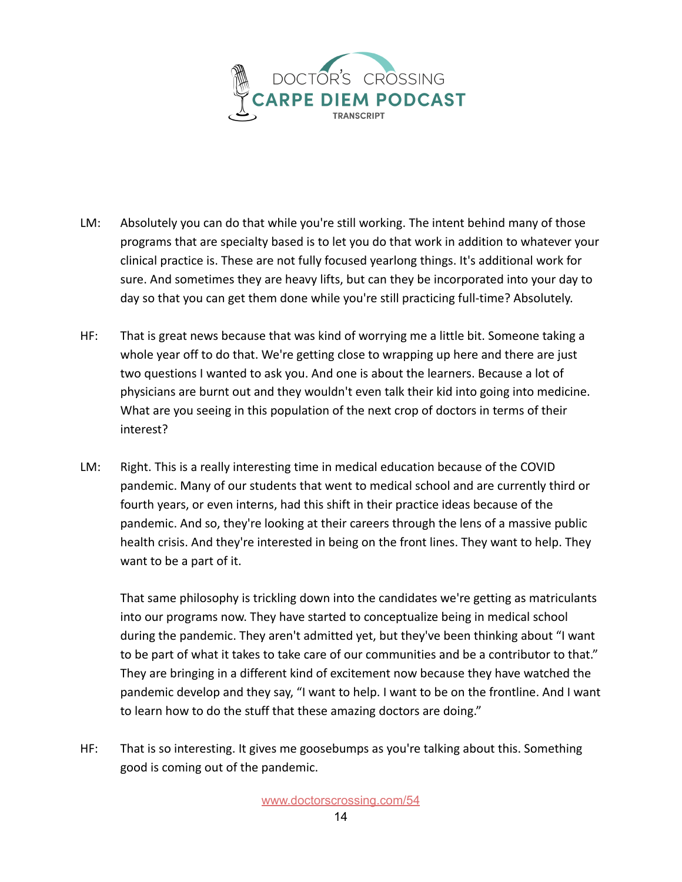LM: Absolutely you can do that while you're still working. The intent behind many of those programs that are specialty based is to let you do that work in addition to whatever your clinical practice is. These are not fully focused yearlong things. It's additional work for sure. And sometimes they are heavy lifts, but can they be incorporated into your day to day so that you can get them done while you're still practicing full-time? Absolutely.

HF: That is great news because that was kind of worrying me a little bit. Someone taking a whole year off to do that. We're getting close to wrapping up here and there are just two questions I wanted to ask you. And one is about the learners. Because a lot of physicians are burnt out and they wouldn't even talk their kid into going into medicine. What are you seeing in this population of the next crop of doctors in terms of their interest?

LM: Right. This is a really interesting time in medical education because of the COVID pandemic. Many of our students that went to medical school and are currently third or fourth years, or even interns, had this shift in their practice ideas because of the pandemic. And so, they're looking at their careers through the lens of a massive public health crisis. And they're interested in being on the front lines. They want to help. They want to be a part of it.

That same philosophy is trickling down into the candidates we're getting as matriculants into our programs now. They have started to conceptualize being in medical school during the pandemic. They aren't admitted yet, but they've been thinking about "I want to be part of what it takes to take care of our communities and be a contributor to that." They are bringing in a different kind of excitement now because they have watched the pandemic develop and they say, "I want to help. I want to be on the frontline. And I want to learn how to do the stuff that these amazing doctors are doing."

HF: That is so interesting. It gives me goosebumps as you're talking about this. Something good is coming out of the pandemic.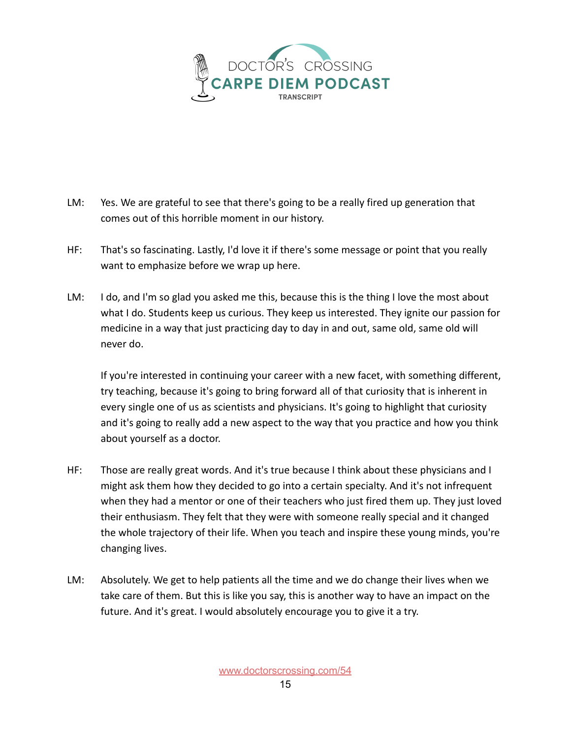LM: Yes. We are grateful to see that there's going to be a really fired up generation that comes out of this horrible moment in our history.

HF: That's so fascinating. Lastly, I'd love it if there's some message or point that you really want to emphasize before we wrap up here.

LM: I do, and I'm so glad you asked me this, because this is the thing I love the most about what I do. Students keep us curious. They keep us interested. They ignite our passion for medicine in a way that just practicing day to day in and out, same old, same old will never do.

If you're interested in continuing your career with a new facet, with something different, try teaching, because it's going to bring forward all of that curiosity that is inherent in every single one of us as scientists and physicians. It's going to highlight that curiosity and it's going to really add a new aspect to the way that you practice and how you think about yourself as a doctor.

HF: Those are really great words. And it's true because I think about these physicians and I might ask them how they decided to go into a certain specialty. And it's not infrequent when they had a mentor or one of their teachers who just fired them up. They just loved their enthusiasm. They felt that they were with someone really special and it changed the whole trajectory of their life. When you teach and inspire these young minds, you're changing lives.

LM: Absolutely. We get to help patients all the time and we do change their lives when we take care of them. But this is like you say, this is another way to have an impact on the future. And it's great. I would absolutely encourage you to give it a try.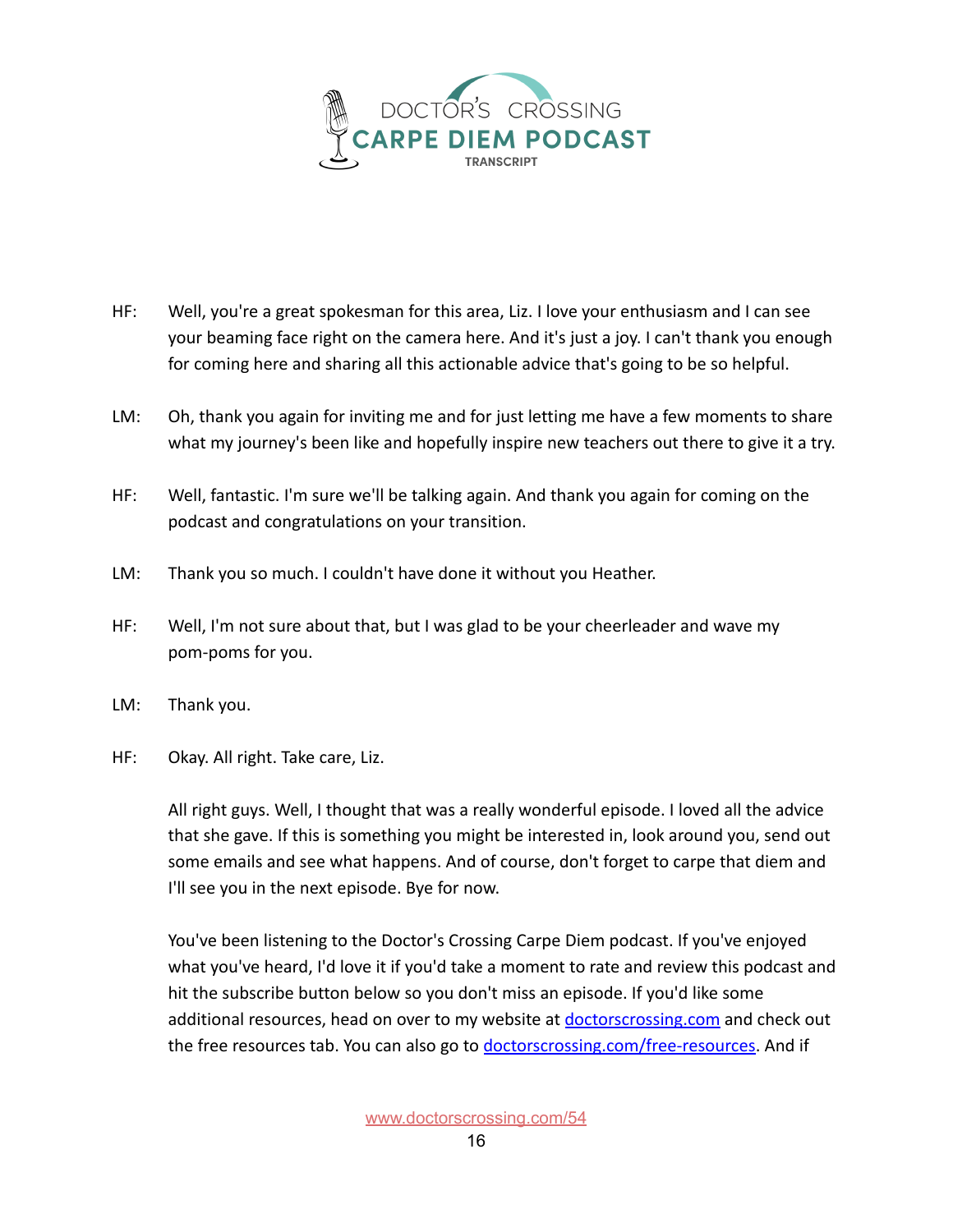HF: Well, you're a great spokesman for this area, Liz. I love your enthusiasm and I can see your beaming face right on the camera here. And it's just a joy. I can't thank you enough for coming here and sharing all this actionable advice that's going to be so helpful.

LM: Oh, thank you again for inviting me and for just letting me have a few moments to share what my journey's been like and hopefully inspire new teachers out there to give it a try.

HF: Well, fantastic. I'm sure we'll be talking again. And thank you again for coming on the podcast and congratulations on your transition.

LM: Thank you so much. I couldn't have done it without you Heather.

HF: Well, I'm not sure about that, but I was glad to be your cheerleader and wave my pom-poms for you.

LM: Thank you.

HF: Okay. All right. Take care, Liz.

All right guys. Well, I thought that was a really wonderful episode. I loved all the advice that she gave. If this is something you might be interested in, look around you, send out some emails and see what happens. And of course, don't forget to carpe that diem and I'll see you in the next episode. Bye for now.

You've been listening to the Doctor's Crossing Carpe Diem podcast. If you've enjoyed what you've heard, I'd love it if you'd take a moment to rate and review this podcast and hit the subscribe button below so you don't miss an episode. If you'd like some additional resources, head on over to my website at [doctorscrossing.com](http://doctorscrossing.com) and check out the free resources tab. You can also go to [doctorscrossing.com/free-resources](http://doctorscrossing.com/free-resources). And if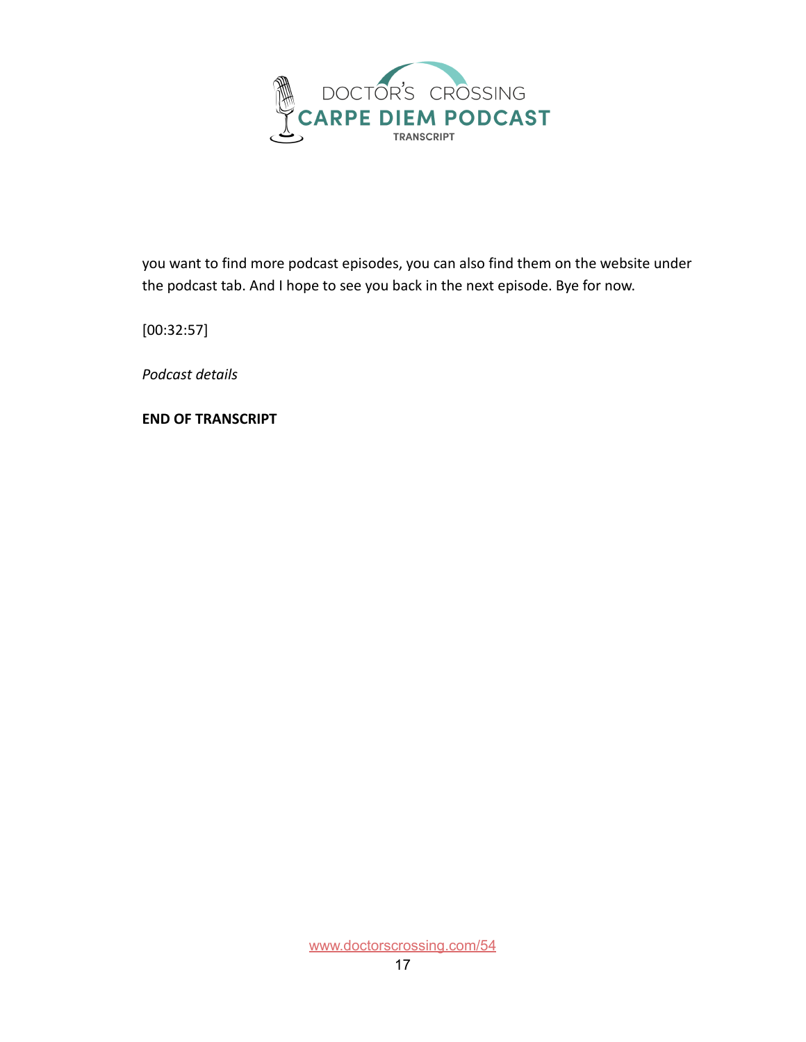you want to find more podcast episodes, you can also find them on the website under the podcast tab. And I hope to see you back in the next episode. Bye for now.

[00:32:57]

*Podcast details*

**END OF TRANSCRIPT**